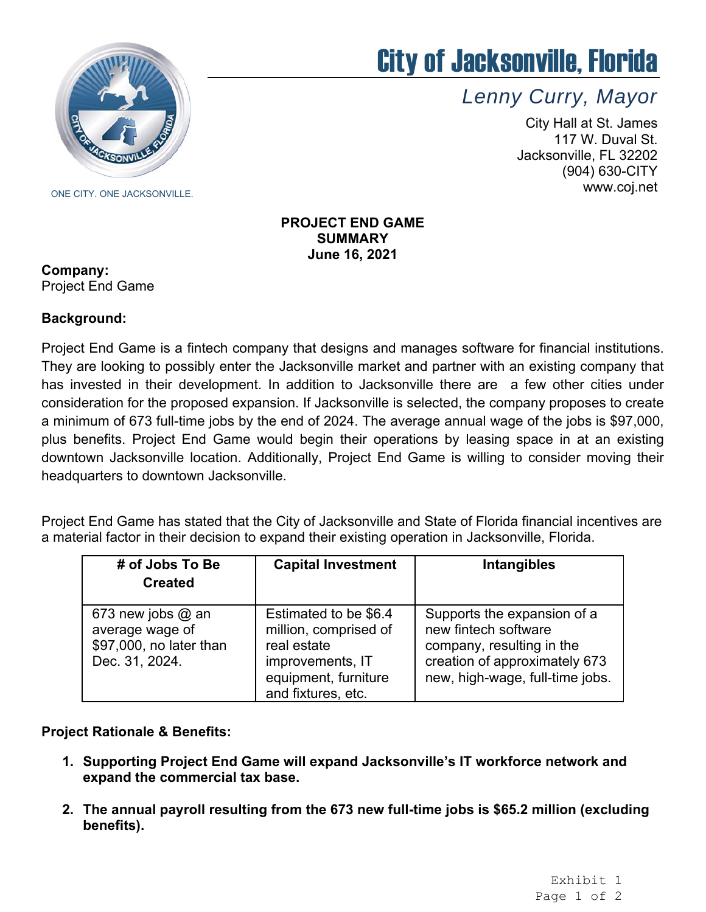# City of Jacksonville, Florida

*Lenny Curry, Mayor*

City Hall at St. James
117 W. Duval St.
Jacksonville, FL 32202
(904) 630-CITY
www.coj.net

ONE CITY. ONE JACKSONVILLE.

**PROJECT END GAME**
**SUMMARY**
**June 16, 2021**

**Company:**
Project End Game

**Background:**

Project End Game is a fintech company that designs and manages software for financial institutions. They are looking to possibly enter the Jacksonville market and partner with an existing company that has invested in their development. In addition to Jacksonville there are a few other cities under consideration for the proposed expansion. If Jacksonville is selected, the company proposes to create a minimum of 673 full-time jobs by the end of 2024. The average annual wage of the jobs is $97,000, plus benefits. Project End Game would begin their operations by leasing space in at an existing downtown Jacksonville location. Additionally, Project End Game is willing to consider moving their headquarters to downtown Jacksonville.

Project End Game has stated that the City of Jacksonville and State of Florida financial incentives are a material factor in their decision to expand their existing operation in Jacksonville, Florida.

| # of Jobs To Be Created | Capital Investment | Intangibles |
|---|---|---|
| 673 new jobs @ an average wage of $97,000, no later than Dec. 31, 2024. | Estimated to be $6.4 million, comprised of real estate improvements, IT equipment, furniture and fixtures, etc. | Supports the expansion of a new fintech software company, resulting in the creation of approximately 673 new, high-wage, full-time jobs. |

**Project Rationale & Benefits:**

1. **Supporting Project End Game will expand Jacksonville's IT workforce network and expand the commercial tax base.**

2. **The annual payroll resulting from the 673 new full-time jobs is $65.2 million (excluding benefits).**

Exhibit 1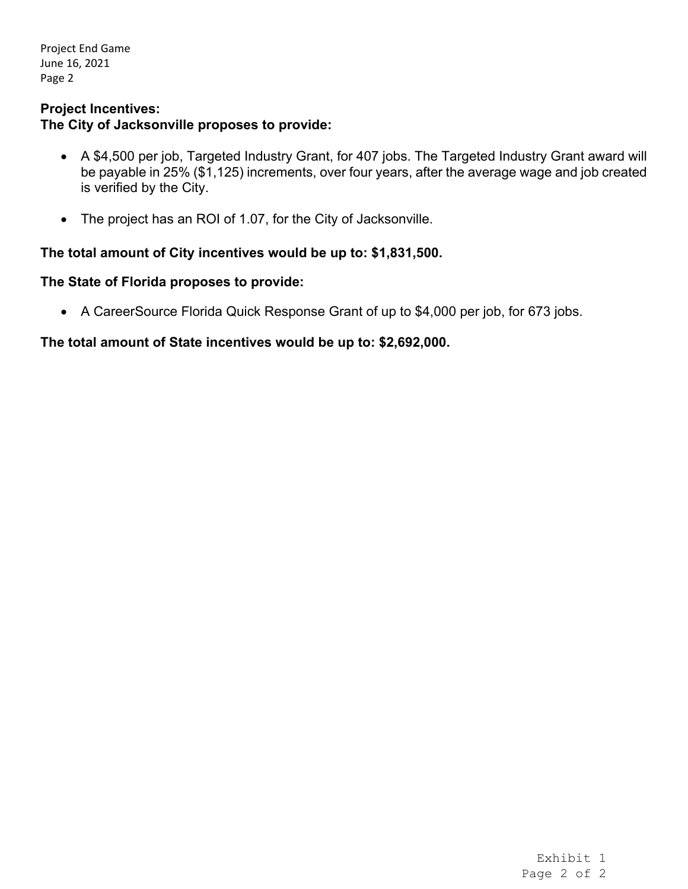**Project Incentives:**
**The City of Jacksonville proposes to provide:**

- A $4,500 per job, Targeted Industry Grant, for 407 jobs. The Targeted Industry Grant award will be payable in 25% ($1,125) increments, over four years, after the average wage and job created is verified by the City.
- The project has an ROI of 1.07, for the City of Jacksonville.

**The total amount of City incentives would be up to: $1,831,500.**

**The State of Florida proposes to provide:**

- A CareerSource Florida Quick Response Grant of up to $4,000 per job, for 673 jobs.

**The total amount of State incentives would be up to: $2,692,000.**